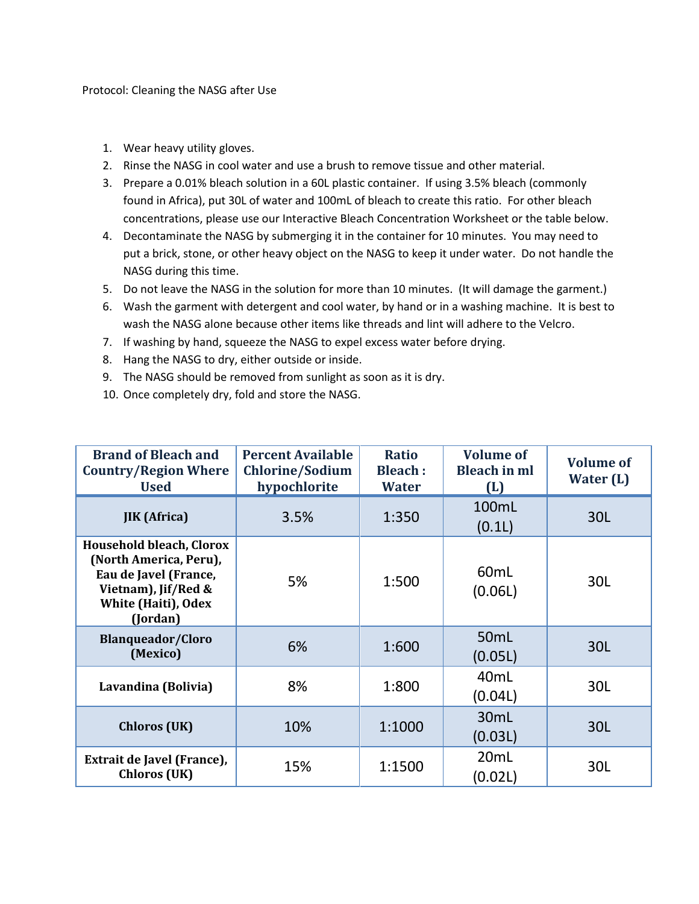Protocol: Cleaning the NASG after Use

1. Wear heavy utility gloves.
2. Rinse the NASG in cool water and use a brush to remove tissue and other material.
3. Prepare a 0.01% bleach solution in a 60L plastic container. If using 3.5% bleach (commonly found in Africa), put 30L of water and 100mL of bleach to create this ratio. For other bleach concentrations, please use our Interactive Bleach Concentration Worksheet or the table below.
4. Decontaminate the NASG by submerging it in the container for 10 minutes. You may need to put a brick, stone, or other heavy object on the NASG to keep it under water. Do not handle the NASG during this time.
5. Do not leave the NASG in the solution for more than 10 minutes. (It will damage the garment.)
6. Wash the garment with detergent and cool water, by hand or in a washing machine. It is best to wash the NASG alone because other items like threads and lint will adhere to the Velcro.
7. If washing by hand, squeeze the NASG to expel excess water before drying.
8. Hang the NASG to dry, either outside or inside.
9. The NASG should be removed from sunlight as soon as it is dry.
10. Once completely dry, fold and store the NASG.

| Brand of Bleach and Country/Region Where Used | Percent Available Chlorine/Sodium hypochlorite | Ratio Bleach : Water | Volume of Bleach in ml (L) | Volume of Water (L) |
|---|---|---|---|---|
| **JIK (Africa)** | 3.5% | 1:350 | 100mL (0.1L) | 30L |
| **Household bleach, Clorox (North America, Peru), Eau de Javel (France, Vietnam), Jif/Red & White (Haiti), Odex (Jordan)** | 5% | 1:500 | 60mL (0.06L) | 30L |
| **Blanqueador/Cloro (Mexico)** | 6% | 1:600 | 50mL (0.05L) | 30L |
| **Lavandina (Bolivia)** | 8% | 1:800 | 40mL (0.04L) | 30L |
| **Chloros (UK)** | 10% | 1:1000 | 30mL (0.03L) | 30L |
| **Extrait de Javel (France), Chloros (UK)** | 15% | 1:1500 | 20mL (0.02L) | 30L |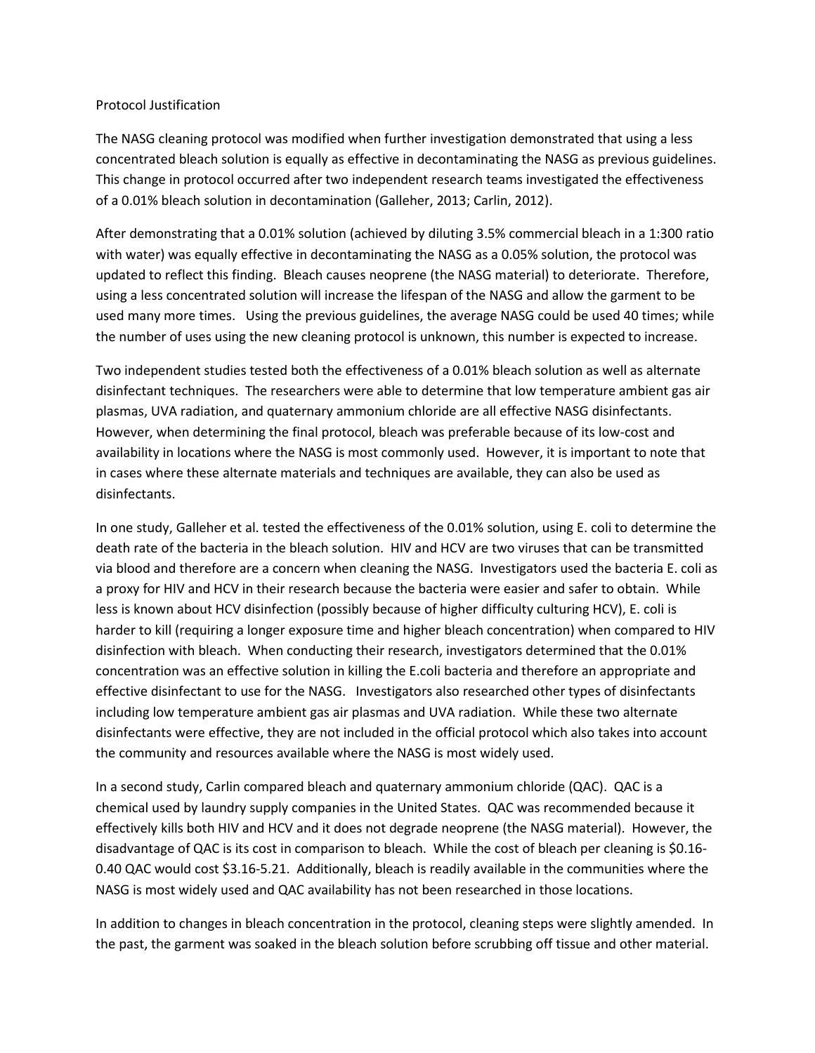Protocol Justification

The NASG cleaning protocol was modified when further investigation demonstrated that using a less concentrated bleach solution is equally as effective in decontaminating the NASG as previous guidelines. This change in protocol occurred after two independent research teams investigated the effectiveness of a 0.01% bleach solution in decontamination (Galleher, 2013; Carlin, 2012).

After demonstrating that a 0.01% solution (achieved by diluting 3.5% commercial bleach in a 1:300 ratio with water) was equally effective in decontaminating the NASG as a 0.05% solution, the protocol was updated to reflect this finding. Bleach causes neoprene (the NASG material) to deteriorate. Therefore, using a less concentrated solution will increase the lifespan of the NASG and allow the garment to be used many more times. Using the previous guidelines, the average NASG could be used 40 times; while the number of uses using the new cleaning protocol is unknown, this number is expected to increase.

Two independent studies tested both the effectiveness of a 0.01% bleach solution as well as alternate disinfectant techniques. The researchers were able to determine that low temperature ambient gas air plasmas, UVA radiation, and quaternary ammonium chloride are all effective NASG disinfectants. However, when determining the final protocol, bleach was preferable because of its low-cost and availability in locations where the NASG is most commonly used. However, it is important to note that in cases where these alternate materials and techniques are available, they can also be used as disinfectants.

In one study, Galleher et al. tested the effectiveness of the 0.01% solution, using E. coli to determine the death rate of the bacteria in the bleach solution. HIV and HCV are two viruses that can be transmitted via blood and therefore are a concern when cleaning the NASG. Investigators used the bacteria E. coli as a proxy for HIV and HCV in their research because the bacteria were easier and safer to obtain. While less is known about HCV disinfection (possibly because of higher difficulty culturing HCV), E. coli is harder to kill (requiring a longer exposure time and higher bleach concentration) when compared to HIV disinfection with bleach. When conducting their research, investigators determined that the 0.01% concentration was an effective solution in killing the E.coli bacteria and therefore an appropriate and effective disinfectant to use for the NASG. Investigators also researched other types of disinfectants including low temperature ambient gas air plasmas and UVA radiation. While these two alternate disinfectants were effective, they are not included in the official protocol which also takes into account the community and resources available where the NASG is most widely used.

In a second study, Carlin compared bleach and quaternary ammonium chloride (QAC). QAC is a chemical used by laundry supply companies in the United States. QAC was recommended because it effectively kills both HIV and HCV and it does not degrade neoprene (the NASG material). However, the disadvantage of QAC is its cost in comparison to bleach. While the cost of bleach per cleaning is $0.16-0.40 QAC would cost $3.16-5.21. Additionally, bleach is readily available in the communities where the NASG is most widely used and QAC availability has not been researched in those locations.

In addition to changes in bleach concentration in the protocol, cleaning steps were slightly amended. In the past, the garment was soaked in the bleach solution before scrubbing off tissue and other material.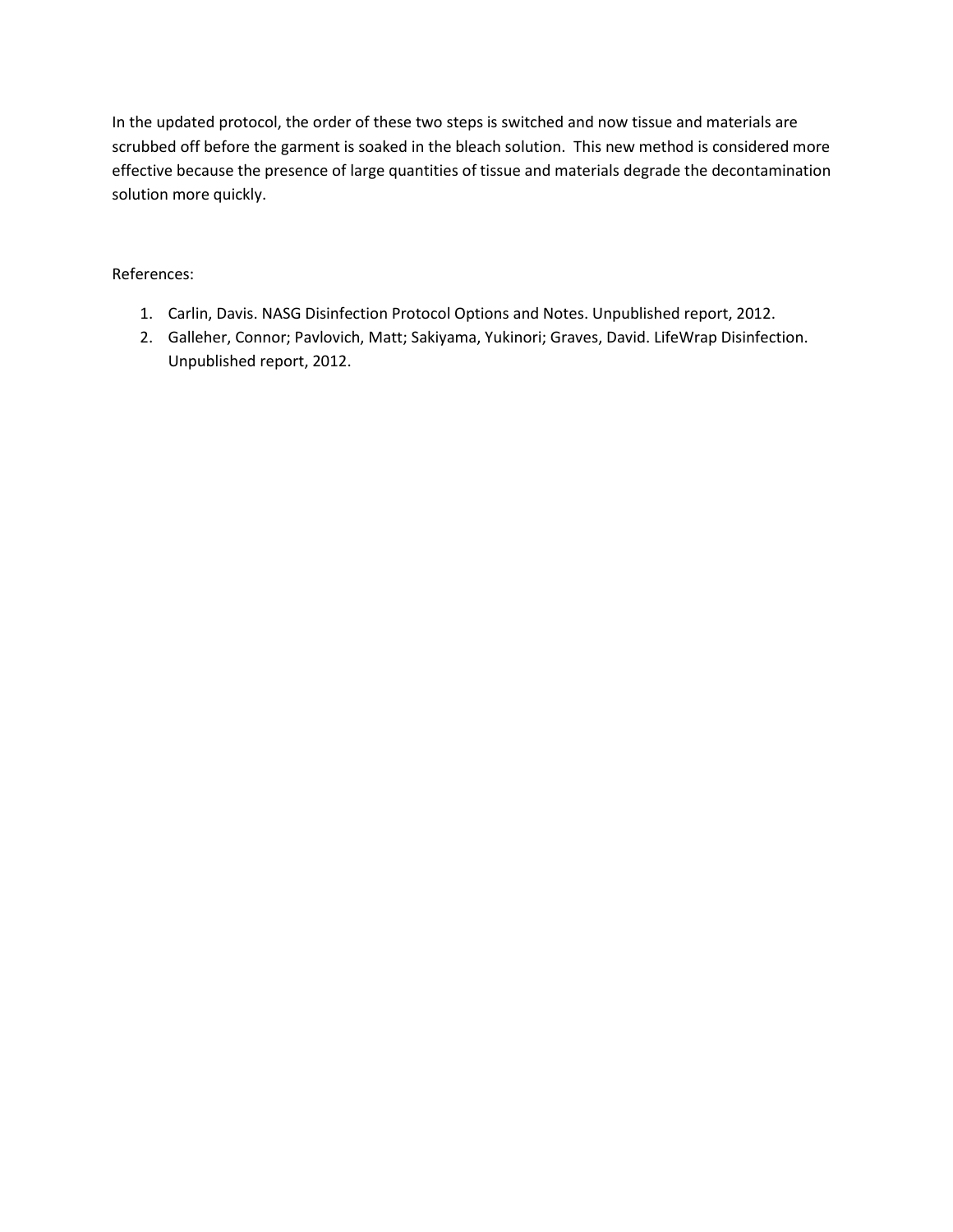In the updated protocol, the order of these two steps is switched and now tissue and materials are scrubbed off before the garment is soaked in the bleach solution. This new method is considered more effective because the presence of large quantities of tissue and materials degrade the decontamination solution more quickly.

References:

1. Carlin, Davis. NASG Disinfection Protocol Options and Notes. Unpublished report, 2012.
2. Galleher, Connor; Pavlovich, Matt; Sakiyama, Yukinori; Graves, David. LifeWrap Disinfection. Unpublished report, 2012.